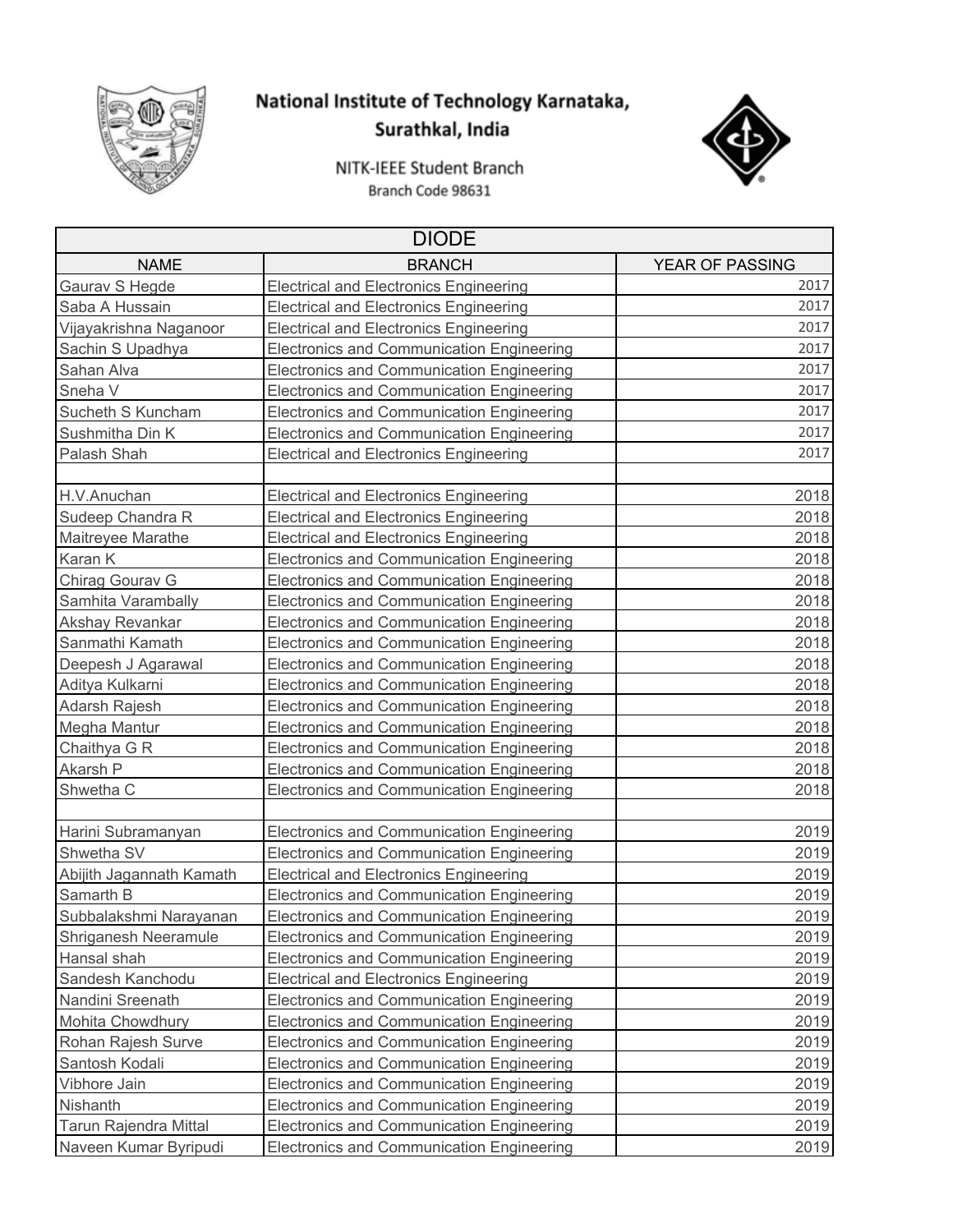**National Institute of Technology Karnataka, Surathkal, India**

NITK-IEEE Student Branch

Branch Code 98631

| DIODE | | |
|---|---|---|
| NAME | BRANCH | YEAR OF PASSING |
| Gaurav S Hegde | Electrical and Electronics Engineering | 2017 |
| Saba A Hussain | Electrical and Electronics Engineering | 2017 |
| Vijayakrishna Naganoor | Electrical and Electronics Engineering | 2017 |
| Sachin S Upadhya | Electronics and Communication Engineering | 2017 |
| Sahan Alva | Electronics and Communication Engineering | 2017 |
| Sneha V | Electronics and Communication Engineering | 2017 |
| Sucheth S Kuncham | Electronics and Communication Engineering | 2017 |
| Sushmitha Din K | Electronics and Communication Engineering | 2017 |
| Palash Shah | Electrical and Electronics Engineering | 2017 |
| | | |
| H.V.Anuchan | Electrical and Electronics Engineering | 2018 |
| Sudeep Chandra R | Electrical and Electronics Engineering | 2018 |
| Maitreyee Marathe | Electrical and Electronics Engineering | 2018 |
| Karan K | Electronics and Communication Engineering | 2018 |
| Chirag Gourav G | Electronics and Communication Engineering | 2018 |
| Samhita Varambally | Electronics and Communication Engineering | 2018 |
| Akshay Revankar | Electronics and Communication Engineering | 2018 |
| Sanmathi Kamath | Electronics and Communication Engineering | 2018 |
| Deepesh J Agarawal | Electronics and Communication Engineering | 2018 |
| Aditya Kulkarni | Electronics and Communication Engineering | 2018 |
| Adarsh Rajesh | Electronics and Communication Engineering | 2018 |
| Megha Mantur | Electronics and Communication Engineering | 2018 |
| Chaithya G R | Electronics and Communication Engineering | 2018 |
| Akarsh P | Electronics and Communication Engineering | 2018 |
| Shwetha C | Electronics and Communication Engineering | 2018 |
| | | |
| Harini Subramanyan | Electronics and Communication Engineering | 2019 |
| Shwetha SV | Electronics and Communication Engineering | 2019 |
| Abijith Jagannath Kamath | Electrical and Electronics Engineering | 2019 |
| Samarth B | Electronics and Communication Engineering | 2019 |
| Subbalakshmi Narayanan | Electronics and Communication Engineering | 2019 |
| Shriganesh Neeramule | Electronics and Communication Engineering | 2019 |
| Hansal shah | Electronics and Communication Engineering | 2019 |
| Sandesh Kanchodu | Electrical and Electronics Engineering | 2019 |
| Nandini Sreenath | Electronics and Communication Engineering | 2019 |
| Mohita Chowdhury | Electronics and Communication Engineering | 2019 |
| Rohan Rajesh Surve | Electronics and Communication Engineering | 2019 |
| Santosh Kodali | Electronics and Communication Engineering | 2019 |
| Vibhore Jain | Electronics and Communication Engineering | 2019 |
| Nishanth | Electronics and Communication Engineering | 2019 |
| Tarun Rajendra Mittal | Electronics and Communication Engineering | 2019 |
| Naveen Kumar Byripudi | Electronics and Communication Engineering | 2019 |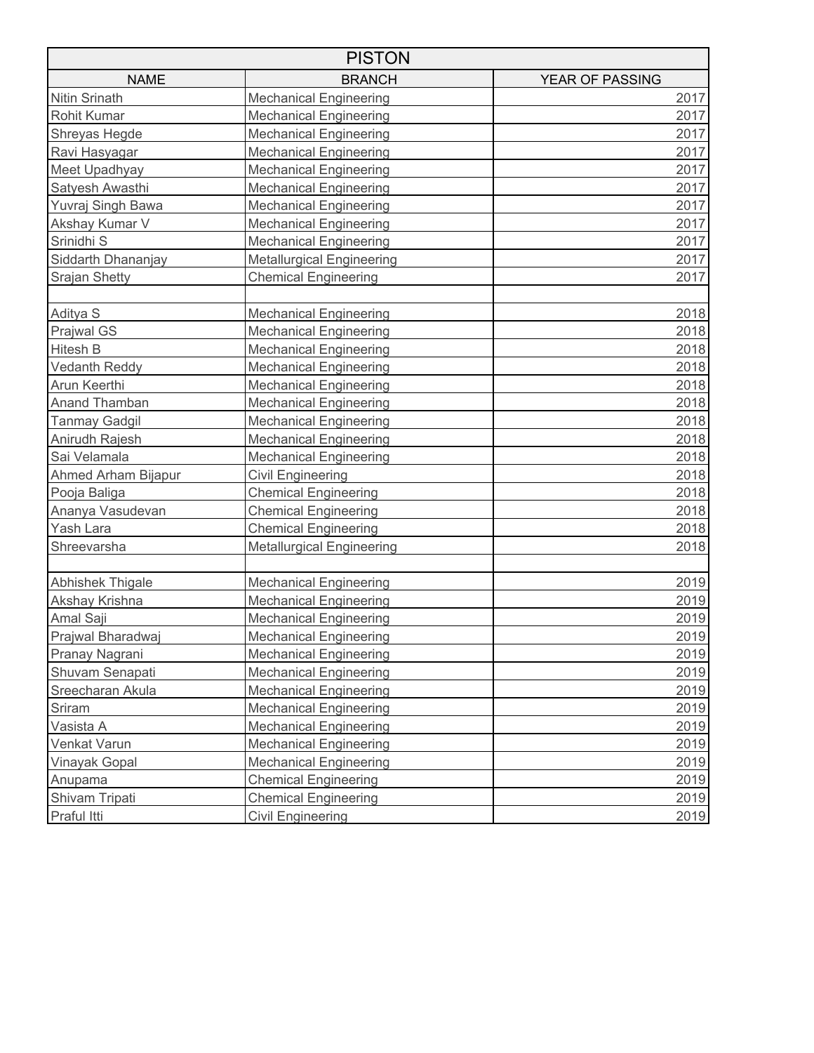| PISTON | | |
|---|---|---|
| NAME | BRANCH | YEAR OF PASSING |
| Nitin Srinath | Mechanical Engineering | 2017 |
| Rohit Kumar | Mechanical Engineering | 2017 |
| Shreyas Hegde | Mechanical Engineering | 2017 |
| Ravi Hasyagar | Mechanical Engineering | 2017 |
| Meet Upadhyay | Mechanical Engineering | 2017 |
| Satyesh Awasthi | Mechanical Engineering | 2017 |
| Yuvraj Singh Bawa | Mechanical Engineering | 2017 |
| Akshay Kumar V | Mechanical Engineering | 2017 |
| Srinidhi S | Mechanical Engineering | 2017 |
| Siddarth Dhananjay | Metallurgical Engineering | 2017 |
| Srajan Shetty | Chemical Engineering | 2017 |
| | | |
| Aditya S | Mechanical Engineering | 2018 |
| Prajwal GS | Mechanical Engineering | 2018 |
| Hitesh B | Mechanical Engineering | 2018 |
| Vedanth Reddy | Mechanical Engineering | 2018 |
| Arun Keerthi | Mechanical Engineering | 2018 |
| Anand Thamban | Mechanical Engineering | 2018 |
| Tanmay Gadgil | Mechanical Engineering | 2018 |
| Anirudh Rajesh | Mechanical Engineering | 2018 |
| Sai Velamala | Mechanical Engineering | 2018 |
| Ahmed Arham Bijapur | Civil Engineering | 2018 |
| Pooja Baliga | Chemical Engineering | 2018 |
| Ananya Vasudevan | Chemical Engineering | 2018 |
| Yash Lara | Chemical Engineering | 2018 |
| Shreevarsha | Metallurgical Engineering | 2018 |
| | | |
| Abhishek Thigale | Mechanical Engineering | 2019 |
| Akshay Krishna | Mechanical Engineering | 2019 |
| Amal Saji | Mechanical Engineering | 2019 |
| Prajwal Bharadwaj | Mechanical Engineering | 2019 |
| Pranay Nagrani | Mechanical Engineering | 2019 |
| Shuvam Senapati | Mechanical Engineering | 2019 |
| Sreecharan Akula | Mechanical Engineering | 2019 |
| Sriram | Mechanical Engineering | 2019 |
| Vasista A | Mechanical Engineering | 2019 |
| Venkat Varun | Mechanical Engineering | 2019 |
| Vinayak Gopal | Mechanical Engineering | 2019 |
| Anupama | Chemical Engineering | 2019 |
| Shivam Tripati | Chemical Engineering | 2019 |
| Praful Itti | Civil Engineering | 2019 |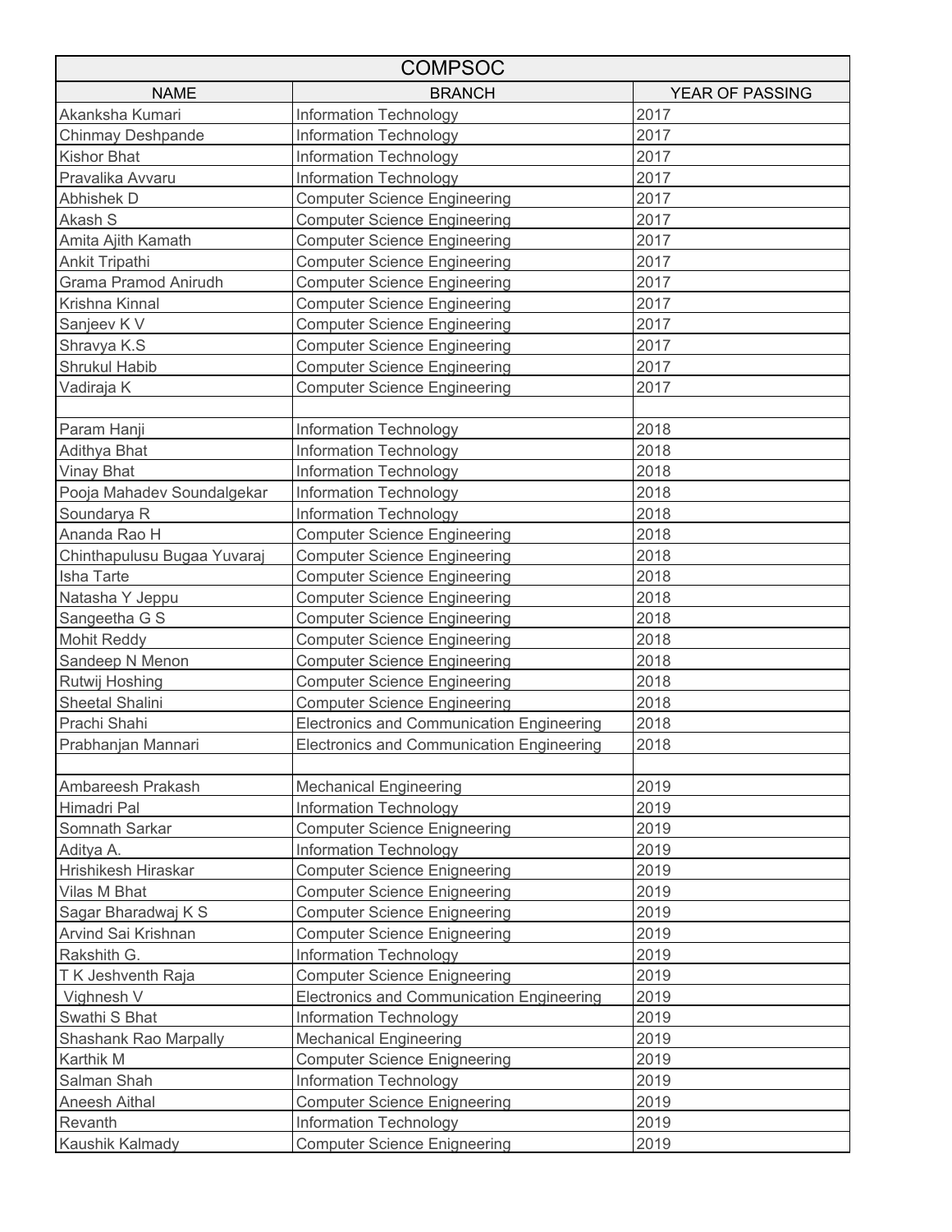| COMPSOC | | |
|---|---|---|
| NAME | BRANCH | YEAR OF PASSING |
| Akanksha Kumari | Information Technology | 2017 |
| Chinmay Deshpande | Information Technology | 2017 |
| Kishor Bhat | Information Technology | 2017 |
| Pravalika Avvaru | Information Technology | 2017 |
| Abhishek D | Computer Science Engineering | 2017 |
| Akash S | Computer Science Engineering | 2017 |
| Amita Ajith Kamath | Computer Science Engineering | 2017 |
| Ankit Tripathi | Computer Science Engineering | 2017 |
| Grama Pramod Anirudh | Computer Science Engineering | 2017 |
| Krishna Kinnal | Computer Science Engineering | 2017 |
| Sanjeev K V | Computer Science Engineering | 2017 |
| Shravya K.S | Computer Science Engineering | 2017 |
| Shrukul Habib | Computer Science Engineering | 2017 |
| Vadiraja K | Computer Science Engineering | 2017 |
| | | |
| Param Hanji | Information Technology | 2018 |
| Adithya Bhat | Information Technology | 2018 |
| Vinay Bhat | Information Technology | 2018 |
| Pooja Mahadev Soundalgekar | Information Technology | 2018 |
| Soundarya R | Information Technology | 2018 |
| Ananda Rao H | Computer Science Engineering | 2018 |
| Chinthapulusu Bugaa Yuvaraj | Computer Science Engineering | 2018 |
| Isha Tarte | Computer Science Engineering | 2018 |
| Natasha Y Jeppu | Computer Science Engineering | 2018 |
| Sangeetha G S | Computer Science Engineering | 2018 |
| Mohit Reddy | Computer Science Engineering | 2018 |
| Sandeep N Menon | Computer Science Engineering | 2018 |
| Rutwij Hoshing | Computer Science Engineering | 2018 |
| Sheetal Shalini | Computer Science Engineering | 2018 |
| Prachi Shahi | Electronics and Communication Engineering | 2018 |
| Prabhanjan Mannari | Electronics and Communication Engineering | 2018 |
| | | |
| Ambareesh Prakash | Mechanical Engineering | 2019 |
| Himadri Pal | Information Technology | 2019 |
| Somnath Sarkar | Computer Science Enigneering | 2019 |
| Aditya A. | Information Technology | 2019 |
| Hrishikesh Hiraskar | Computer Science Enigneering | 2019 |
| Vilas M Bhat | Computer Science Enigneering | 2019 |
| Sagar Bharadwaj K S | Computer Science Enigneering | 2019 |
| Arvind Sai Krishnan | Computer Science Enigneering | 2019 |
| Rakshith G. | Information Technology | 2019 |
| T K Jeshventh Raja | Computer Science Enigneering | 2019 |
| Vighnesh V | Electronics and Communication Engineering | 2019 |
| Swathi S Bhat | Information Technology | 2019 |
| Shashank Rao Marpally | Mechanical Engineering | 2019 |
| Karthik M | Computer Science Enigneering | 2019 |
| Salman Shah | Information Technology | 2019 |
| Aneesh Aithal | Computer Science Enigneering | 2019 |
| Revanth | Information Technology | 2019 |
| Kaushik Kalmady | Computer Science Enigneering | 2019 |